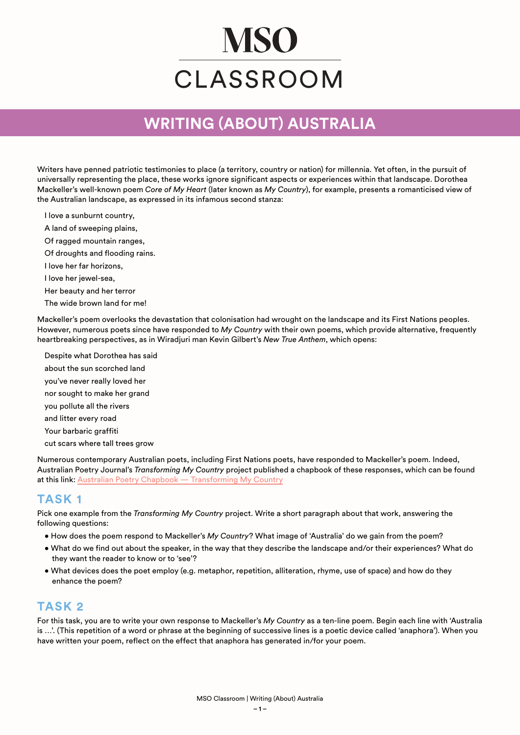# MSO CLASSROOM

## WRITING (ABOUT) AUSTRALIA

Writers have penned patriotic testimonies to place (a territory, country or nation) for millennia. Yet often, in the pursuit of universally representing the place, these works ignore significant aspects or experiences within that landscape. Dorothea Mackeller's well-known poem *Core of My Heart* (later known as *My Country*), for example, presents a romanticised view of the Australian landscape, as expressed in its infamous second stanza:

> I love a sunburnt country,
> A land of sweeping plains,
> Of ragged mountain ranges,
> Of droughts and flooding rains.
> I love her far horizons,
> I love her jewel-sea,
> Her beauty and her terror
> The wide brown land for me!

Mackeller's poem overlooks the devastation that colonisation had wrought on the landscape and its First Nations peoples. However, numerous poets since have responded to *My Country* with their own poems, which provide alternative, frequently heartbreaking perspectives, as in Wiradjuri man Kevin Gilbert's *New True Anthem*, which opens:

> Despite what Dorothea has said
> about the sun scorched land
> you've never really loved her
> nor sought to make her grand
> you pollute all the rivers
> and litter every road
> Your barbaric graffiti
> cut scars where tall trees grow

Numerous contemporary Australian poets, including First Nations poets, have responded to Mackeller's poem. Indeed, Australian Poetry Journal's *Transforming My Country* project published a chapbook of these responses, which can be found at this link: Australian Poetry Chapbook — Transforming My Country

## TASK 1

Pick one example from the *Transforming My Country* project. Write a short paragraph about that work, answering the following questions:

- How does the poem respond to Mackeller's *My Country*? What image of 'Australia' do we gain from the poem?
- What do we find out about the speaker, in the way that they describe the landscape and/or their experiences? What do they want the reader to know or to 'see'?
- What devices does the poet employ (e.g. metaphor, repetition, alliteration, rhyme, use of space) and how do they enhance the poem?

## TASK 2

For this task, you are to write your own response to Mackeller's *My Country* as a ten-line poem. Begin each line with 'Australia is …'. (This repetition of a word or phrase at the beginning of successive lines is a poetic device called 'anaphora'). When you have written your poem, reflect on the effect that anaphora has generated in/for your poem.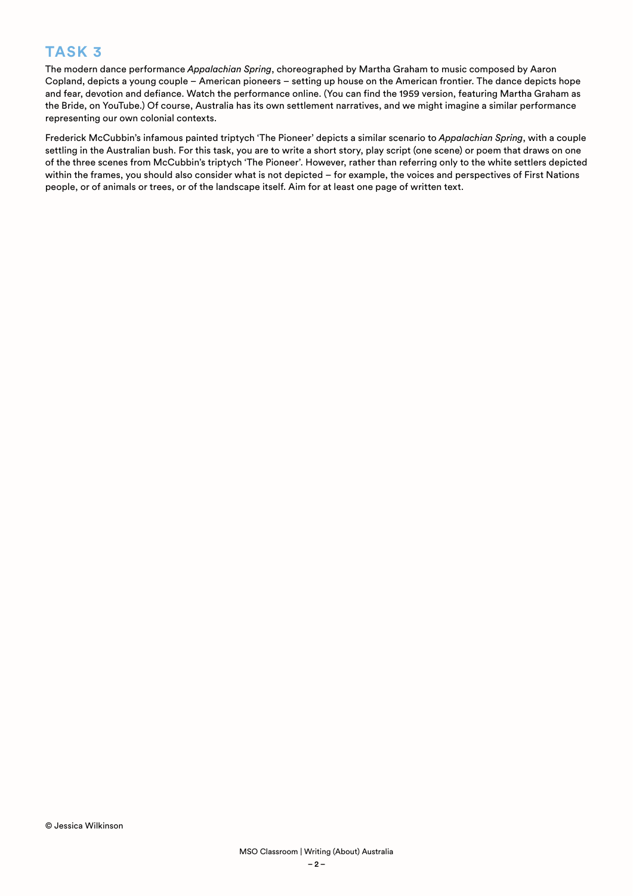## TASK 3

The modern dance performance *Appalachian Spring*, choreographed by Martha Graham to music composed by Aaron Copland, depicts a young couple – American pioneers – setting up house on the American frontier. The dance depicts hope and fear, devotion and defiance. Watch the performance online. (You can find the 1959 version, featuring Martha Graham as the Bride, on YouTube.) Of course, Australia has its own settlement narratives, and we might imagine a similar performance representing our own colonial contexts.

Frederick McCubbin's infamous painted triptych 'The Pioneer' depicts a similar scenario to *Appalachian Spring*, with a couple settling in the Australian bush. For this task, you are to write a short story, play script (one scene) or poem that draws on one of the three scenes from McCubbin's triptych 'The Pioneer'. However, rather than referring only to the white settlers depicted within the frames, you should also consider what is not depicted – for example, the voices and perspectives of First Nations people, or of animals or trees, or of the landscape itself. Aim for at least one page of written text.

© Jessica Wilkinson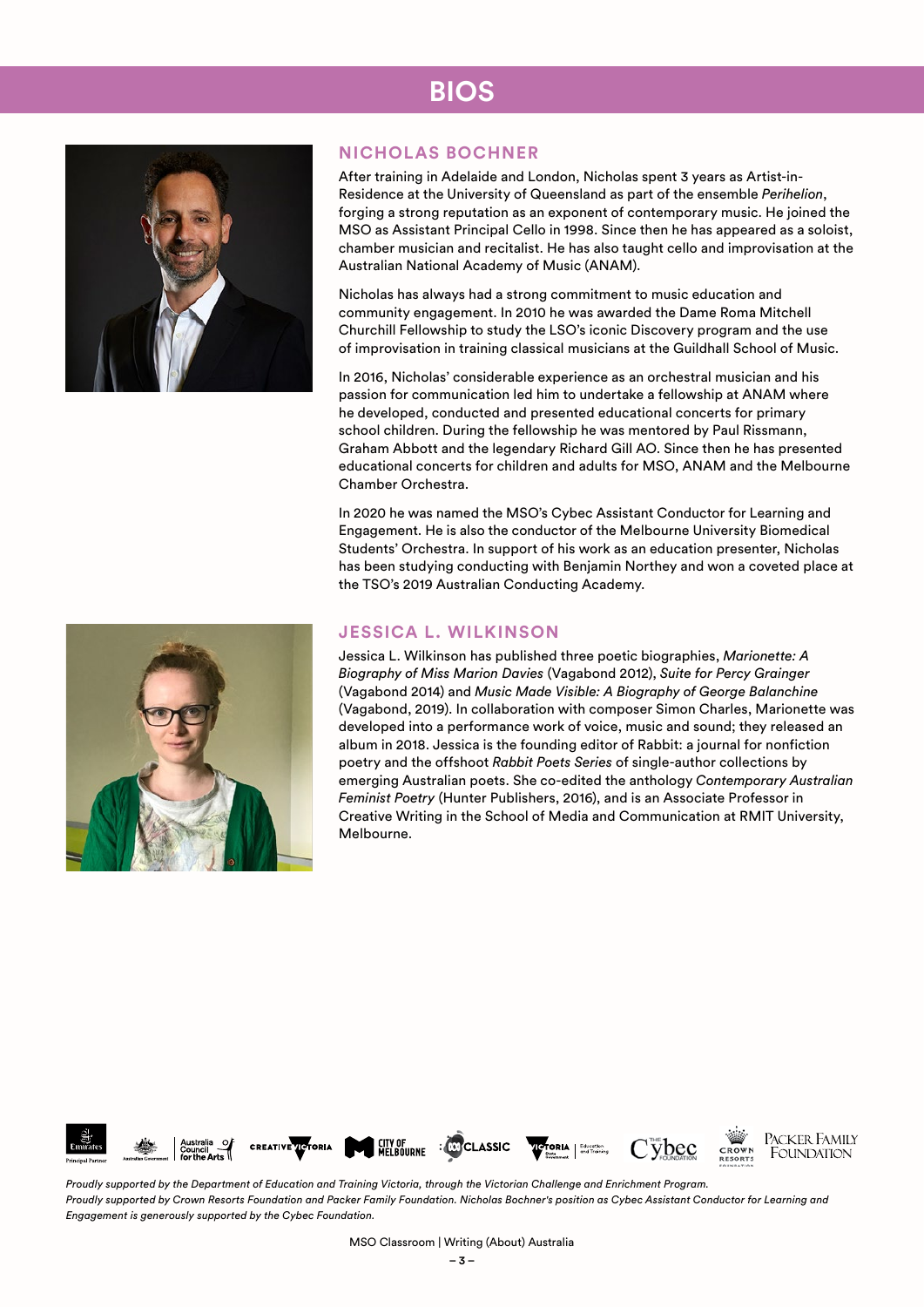# BIOS

## NICHOLAS BOCHNER

After training in Adelaide and London, Nicholas spent 3 years as Artist-in-Residence at the University of Queensland as part of the ensemble *Perihelion*, forging a strong reputation as an exponent of contemporary music. He joined the MSO as Assistant Principal Cello in 1998. Since then he has appeared as a soloist, chamber musician and recitalist. He has also taught cello and improvisation at the Australian National Academy of Music (ANAM).

Nicholas has always had a strong commitment to music education and community engagement. In 2010 he was awarded the Dame Roma Mitchell Churchill Fellowship to study the LSO's iconic Discovery program and the use of improvisation in training classical musicians at the Guildhall School of Music.

In 2016, Nicholas' considerable experience as an orchestral musician and his passion for communication led him to undertake a fellowship at ANAM where he developed, conducted and presented educational concerts for primary school children. During the fellowship he was mentored by Paul Rissmann, Graham Abbott and the legendary Richard Gill AO. Since then he has presented educational concerts for children and adults for MSO, ANAM and the Melbourne Chamber Orchestra.

In 2020 he was named the MSO's Cybec Assistant Conductor for Learning and Engagement. He is also the conductor of the Melbourne University Biomedical Students' Orchestra. In support of his work as an education presenter, Nicholas has been studying conducting with Benjamin Northey and won a coveted place at the TSO's 2019 Australian Conducting Academy.

## JESSICA L. WILKINSON

Jessica L. Wilkinson has published three poetic biographies, *Marionette: A Biography of Miss Marion Davies* (Vagabond 2012), *Suite for Percy Grainger* (Vagabond 2014) and *Music Made Visible: A Biography of George Balanchine* (Vagabond, 2019). In collaboration with composer Simon Charles, Marionette was developed into a performance work of voice, music and sound; they released an album in 2018. Jessica is the founding editor of Rabbit: a journal for nonfiction poetry and the offshoot *Rabbit Poets Series* of single-author collections by emerging Australian poets. She co-edited the anthology *Contemporary Australian Feminist Poetry* (Hunter Publishers, 2016), and is an Associate Professor in Creative Writing in the School of Media and Communication at RMIT University, Melbourne.

*Proudly supported by the Department of Education and Training Victoria, through the Victorian Challenge and Enrichment Program.*
*Proudly supported by Crown Resorts Foundation and Packer Family Foundation. Nicholas Bochner's position as Cybec Assistant Conductor for Learning and Engagement is generously supported by the Cybec Foundation.*